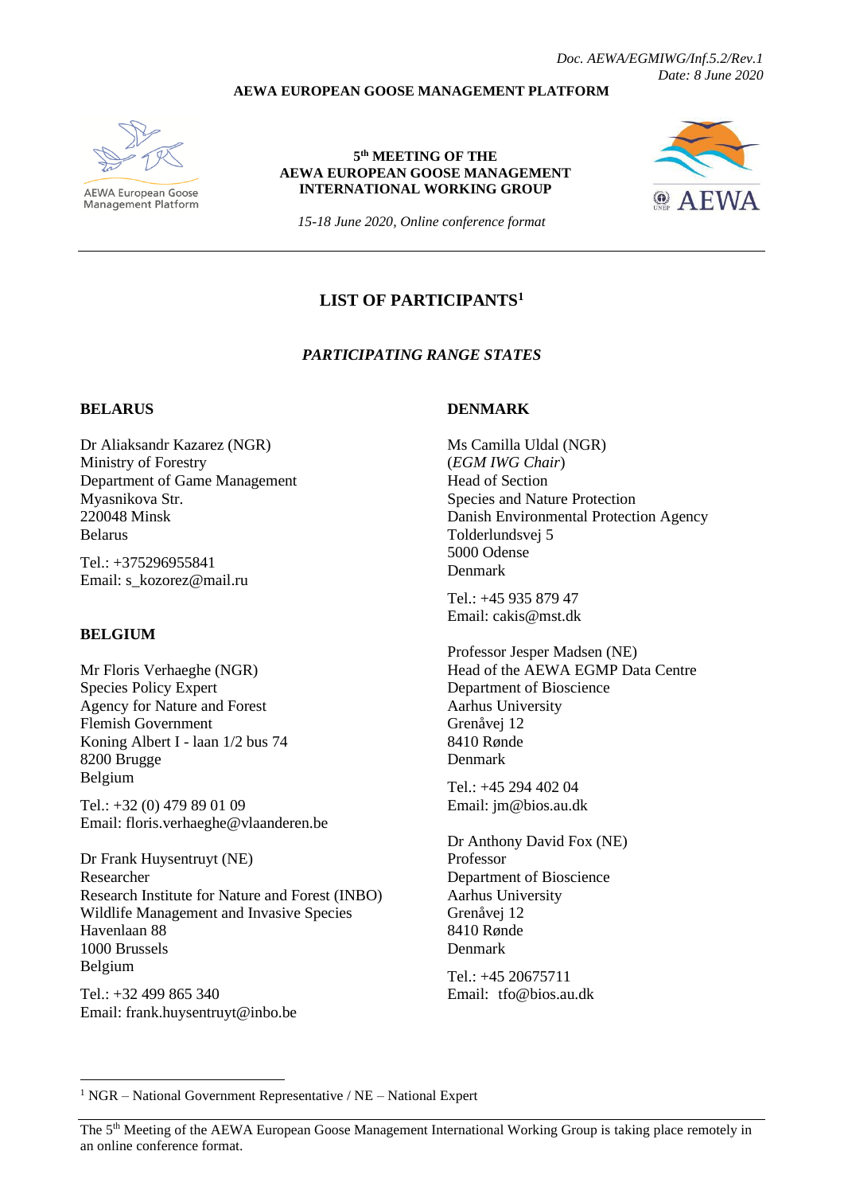*Doc. AEWA/EGMIWG/Inf.5.2/Rev.1*
*Date: 8 June 2020*

**AEWA EUROPEAN GOOSE MANAGEMENT PLATFORM**

AEWA European Goose Management Platform

**5th MEETING OF THE AEWA EUROPEAN GOOSE MANAGEMENT INTERNATIONAL WORKING GROUP**

*15-18 June 2020, Online conference format*

# LIST OF PARTICIPANTS[1]

## *PARTICIPATING RANGE STATES*

### BELARUS

Dr Aliaksandr Kazarez (NGR)
Ministry of Forestry
Department of Game Management
Myasnikova Str.
220048 Minsk
Belarus

Tel.: +375296955841
Email: s_kozorez@mail.ru

### BELGIUM

Mr Floris Verhaeghe (NGR)
Species Policy Expert
Agency for Nature and Forest
Flemish Government
Koning Albert I - laan 1/2 bus 74
8200 Brugge
Belgium

Tel.: +32 (0) 479 89 01 09
Email: floris.verhaeghe@vlaanderen.be

Dr Frank Huysentruyt (NE)
Researcher
Research Institute for Nature and Forest (INBO)
Wildlife Management and Invasive Species
Havenlaan 88
1000 Brussels
Belgium

Tel.: +32 499 865 340
Email: frank.huysentruyt@inbo.be

### DENMARK

Ms Camilla Uldal (NGR)
(*EGM IWG Chair*)
Head of Section
Species and Nature Protection
Danish Environmental Protection Agency
Tolderlundsvej 5
5000 Odense
Denmark

Tel.: +45 935 879 47
Email: cakis@mst.dk

Professor Jesper Madsen (NE)
Head of the AEWA EGMP Data Centre
Department of Bioscience
Aarhus University
Grenåvej 12
8410 Rønde
Denmark

Tel.: +45 294 402 04
Email: jm@bios.au.dk

Dr Anthony David Fox (NE)
Professor
Department of Bioscience
Aarhus University
Grenåvej 12
8410 Rønde
Denmark

Tel.: +45 20675711
Email: tfo@bios.au.dk

---

[1] NGR – National Government Representative / NE – National Expert

The 5th Meeting of the AEWA European Goose Management International Working Group is taking place remotely in an online conference format.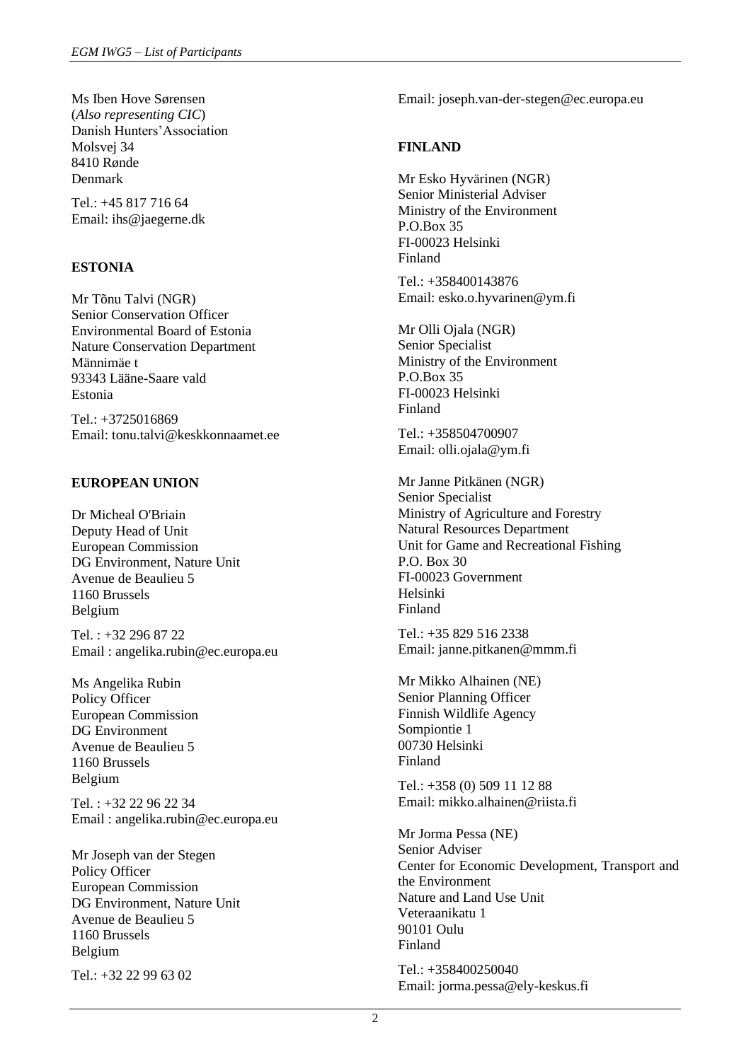Ms Iben Hove Sørensen
(*Also representing CIC*)
Danish Hunters'Association
Molsvej 34
8410 Rønde
Denmark

Tel.: +45 817 716 64
Email: ihs@jaegerne.dk

**ESTONIA**

Mr Tõnu Talvi (NGR)
Senior Conservation Officer
Environmental Board of Estonia
Nature Conservation Department
Männimäe t
93343 Lääne-Saare vald
Estonia

Tel.: +3725016869
Email: tonu.talvi@keskkonnaamet.ee

**EUROPEAN UNION**

Dr Micheal O'Briain
Deputy Head of Unit
European Commission
DG Environment, Nature Unit
Avenue de Beaulieu 5
1160 Brussels
Belgium

Tel. : +32 296 87 22
Email : angelika.rubin@ec.europa.eu

Ms Angelika Rubin
Policy Officer
European Commission
DG Environment
Avenue de Beaulieu 5
1160 Brussels
Belgium

Tel. : +32 22 96 22 34
Email : angelika.rubin@ec.europa.eu

Mr Joseph van der Stegen
Policy Officer
European Commission
DG Environment, Nature Unit
Avenue de Beaulieu 5
1160 Brussels
Belgium

Tel.: +32 22 99 63 02
Email: joseph.van-der-stegen@ec.europa.eu

**FINLAND**

Mr Esko Hyvärinen (NGR)
Senior Ministerial Adviser
Ministry of the Environment
P.O.Box 35
FI-00023 Helsinki
Finland

Tel.: +358400143876
Email: esko.o.hyvarinen@ym.fi

Mr Olli Ojala (NGR)
Senior Specialist
Ministry of the Environment
P.O.Box 35
FI-00023 Helsinki
Finland

Tel.: +358504700907
Email: olli.ojala@ym.fi

Mr Janne Pitkänen (NGR)
Senior Specialist
Ministry of Agriculture and Forestry
Natural Resources Department
Unit for Game and Recreational Fishing
P.O. Box 30
FI-00023 Government
Helsinki
Finland

Tel.: +35 829 516 2338
Email: janne.pitkanen@mmm.fi

Mr Mikko Alhainen (NE)
Senior Planning Officer
Finnish Wildlife Agency
Sompiontie 1
00730 Helsinki
Finland

Tel.: +358 (0) 509 11 12 88
Email: mikko.alhainen@riista.fi

Mr Jorma Pessa (NE)
Senior Adviser
Center for Economic Development, Transport and the Environment
Nature and Land Use Unit
Veteraanikatu 1
90101 Oulu
Finland

Tel.: +358400250040
Email: jorma.pessa@ely-keskus.fi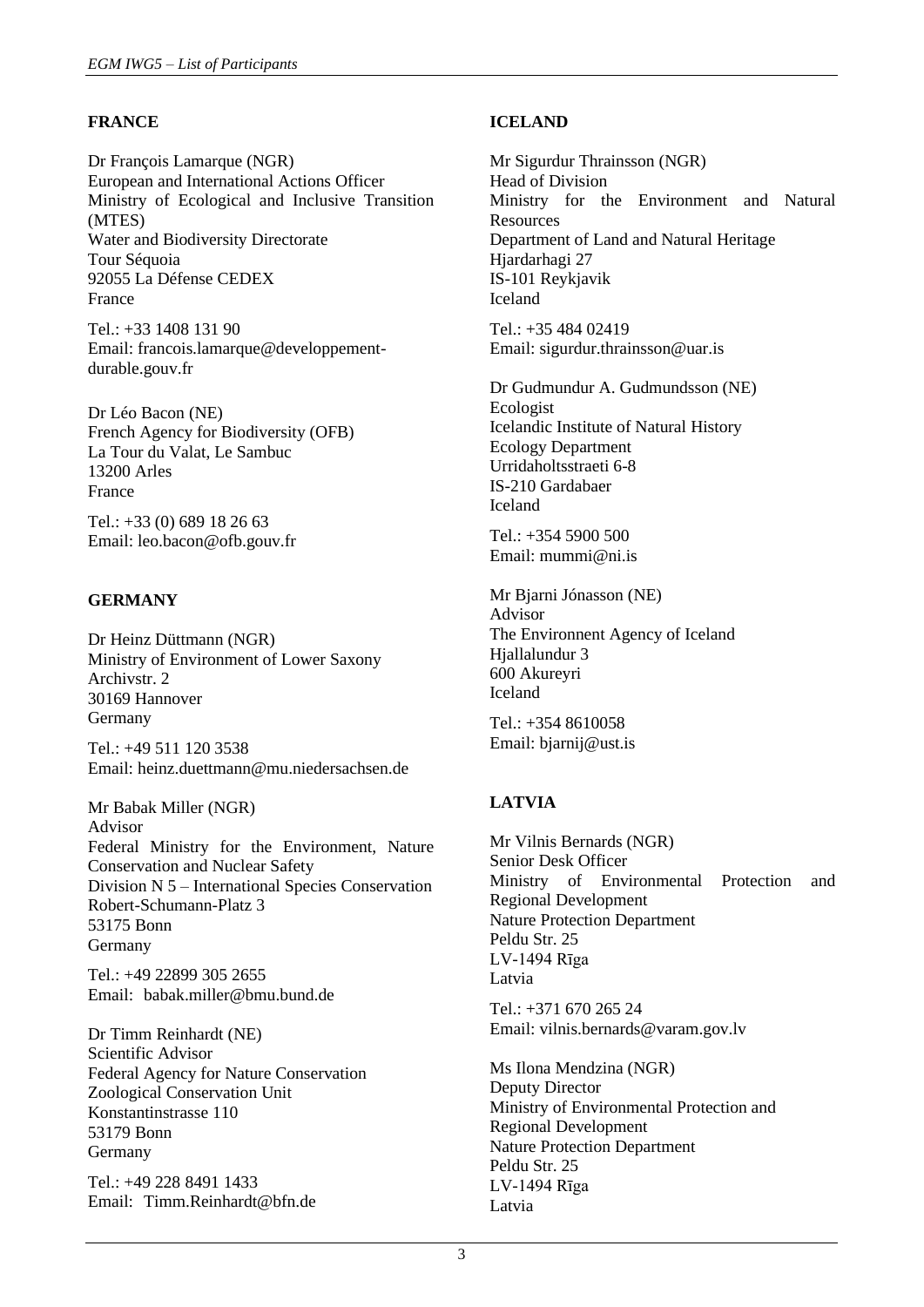## FRANCE

Dr François Lamarque (NGR)
European and International Actions Officer
Ministry of Ecological and Inclusive Transition (MTES)
Water and Biodiversity Directorate
Tour Séquoia
92055 La Défense CEDEX
France

Tel.: +33 1408 131 90
Email: francois.lamarque@developpement-durable.gouv.fr

Dr Léo Bacon (NE)
French Agency for Biodiversity (OFB)
La Tour du Valat, Le Sambuc
13200 Arles
France

Tel.: +33 (0) 689 18 26 63
Email: leo.bacon@ofb.gouv.fr

## GERMANY

Dr Heinz Düttmann (NGR)
Ministry of Environment of Lower Saxony
Archivstr. 2
30169 Hannover
Germany

Tel.: +49 511 120 3538
Email: heinz.duettmann@mu.niedersachsen.de

Mr Babak Miller (NGR)
Advisor
Federal Ministry for the Environment, Nature Conservation and Nuclear Safety
Division N 5 – International Species Conservation
Robert-Schumann-Platz 3
53175 Bonn
Germany

Tel.: +49 22899 305 2655
Email: babak.miller@bmu.bund.de

Dr Timm Reinhardt (NE)
Scientific Advisor
Federal Agency for Nature Conservation
Zoological Conservation Unit
Konstantinstrasse 110
53179 Bonn
Germany

Tel.: +49 228 8491 1433
Email: Timm.Reinhardt@bfn.de

## ICELAND

Mr Sigurdur Thrainsson (NGR)
Head of Division
Ministry for the Environment and Natural Resources
Department of Land and Natural Heritage
Hjardarhagi 27
IS-101 Reykjavik
Iceland

Tel.: +35 484 02419
Email: sigurdur.thrainsson@uar.is

Dr Gudmundur A. Gudmundsson (NE)
Ecologist
Icelandic Institute of Natural History
Ecology Department
Urridaholtsstraeti 6-8
IS-210 Gardabaer
Iceland

Tel.: +354 5900 500
Email: mummi@ni.is

Mr Bjarni Jónasson (NE)
Advisor
The Environnent Agency of Iceland
Hjallalundur 3
600 Akureyri
Iceland

Tel.: +354 8610058
Email: bjarnij@ust.is

## LATVIA

Mr Vilnis Bernards (NGR)
Senior Desk Officer
Ministry of Environmental Protection and Regional Development
Nature Protection Department
Peldu Str. 25
LV-1494 Rīga
Latvia

Tel.: +371 670 265 24
Email: vilnis.bernards@varam.gov.lv

Ms Ilona Mendzina (NGR)
Deputy Director
Ministry of Environmental Protection and Regional Development
Nature Protection Department
Peldu Str. 25
LV-1494 Rīga
Latvia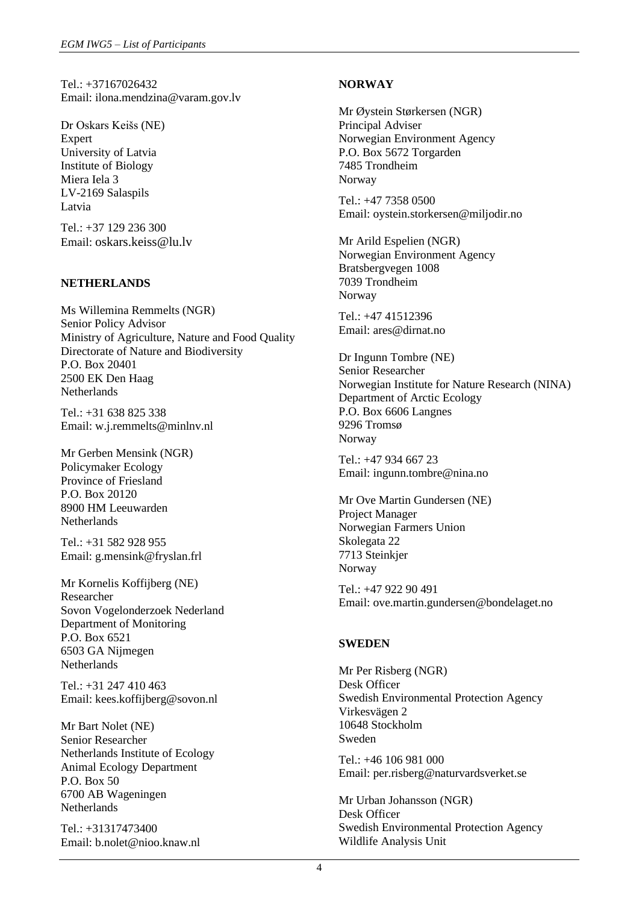Tel.: +37167026432
Email: ilona.mendzina@varam.gov.lv

Dr Oskars Keišs (NE)
Expert
University of Latvia
Institute of Biology
Miera Iela 3
LV-2169 Salaspils
Latvia

Tel.: +37 129 236 300
Email: oskars.keiss@lu.lv

**NETHERLANDS**

Ms Willemina Remmelts (NGR)
Senior Policy Advisor
Ministry of Agriculture, Nature and Food Quality
Directorate of Nature and Biodiversity
P.O. Box 20401
2500 EK Den Haag
Netherlands

Tel.: +31 638 825 338
Email: w.j.remmelts@minlnv.nl

Mr Gerben Mensink (NGR)
Policymaker Ecology
Province of Friesland
P.O. Box 20120
8900 HM Leeuwarden
Netherlands

Tel.: +31 582 928 955
Email: g.mensink@fryslan.frl

Mr Kornelis Koffijberg (NE)
Researcher
Sovon Vogelonderzoek Nederland
Department of Monitoring
P.O. Box 6521
6503 GA Nijmegen
Netherlands

Tel.: +31 247 410 463
Email: kees.koffijberg@sovon.nl

Mr Bart Nolet (NE)
Senior Researcher
Netherlands Institute of Ecology
Animal Ecology Department
P.O. Box 50
6700 AB Wageningen
Netherlands

Tel.: +31317473400
Email: b.nolet@nioo.knaw.nl

**NORWAY**

Mr Øystein Størkersen (NGR)
Principal Adviser
Norwegian Environment Agency
P.O. Box 5672 Torgarden
7485 Trondheim
Norway

Tel.: +47 7358 0500
Email: oystein.storkersen@miljodir.no

Mr Arild Espelien (NGR)
Norwegian Environment Agency
Bratsbergvegen 1008
7039 Trondheim
Norway

Tel.: +47 41512396
Email: ares@dirnat.no

Dr Ingunn Tombre (NE)
Senior Researcher
Norwegian Institute for Nature Research (NINA)
Department of Arctic Ecology
P.O. Box 6606 Langnes
9296 Tromsø
Norway

Tel.: +47 934 667 23
Email: ingunn.tombre@nina.no

Mr Ove Martin Gundersen (NE)
Project Manager
Norwegian Farmers Union
Skolegata 22
7713 Steinkjer
Norway

Tel.: +47 922 90 491
Email: ove.martin.gundersen@bondelaget.no

**SWEDEN**

Mr Per Risberg (NGR)
Desk Officer
Swedish Environmental Protection Agency
Virkesvägen 2
10648 Stockholm
Sweden

Tel.: +46 106 981 000
Email: per.risberg@naturvardsverket.se

Mr Urban Johansson (NGR)
Desk Officer
Swedish Environmental Protection Agency
Wildlife Analysis Unit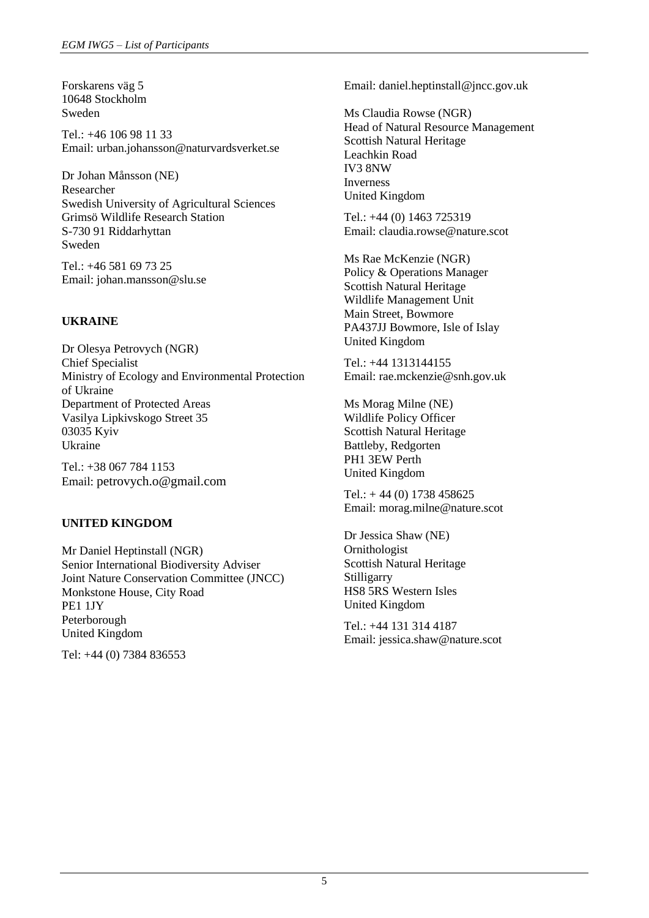Forskarens väg 5
10648 Stockholm
Sweden

Tel.: +46 106 98 11 33
Email: urban.johansson@naturvardsverket.se

Dr Johan Månsson (NE)
Researcher
Swedish University of Agricultural Sciences
Grimsö Wildlife Research Station
S-730 91 Riddarhyttan
Sweden

Tel.: +46 581 69 73 25
Email: johan.mansson@slu.se

**UKRAINE**

Dr Olesya Petrovych (NGR)
Chief Specialist
Ministry of Ecology and Environmental Protection of Ukraine
Department of Protected Areas
Vasilya Lipkivskogo Street 35
03035 Kyiv
Ukraine

Tel.: +38 067 784 1153
Email: petrovych.o@gmail.com

**UNITED KINGDOM**

Mr Daniel Heptinstall (NGR)
Senior International Biodiversity Adviser
Joint Nature Conservation Committee (JNCC)
Monkstone House, City Road
PE1 1JY
Peterborough
United Kingdom

Tel: +44 (0) 7384 836553
Email: daniel.heptinstall@jncc.gov.uk

Ms Claudia Rowse (NGR)
Head of Natural Resource Management
Scottish Natural Heritage
Leachkin Road
IV3 8NW
Inverness
United Kingdom

Tel.: +44 (0) 1463 725319
Email: claudia.rowse@nature.scot

Ms Rae McKenzie (NGR)
Policy & Operations Manager
Scottish Natural Heritage
Wildlife Management Unit
Main Street, Bowmore
PA437JJ Bowmore, Isle of Islay
United Kingdom

Tel.: +44 1313144155
Email: rae.mckenzie@snh.gov.uk

Ms Morag Milne (NE)
Wildlife Policy Officer
Scottish Natural Heritage
Battleby, Redgorten
PH1 3EW Perth
United Kingdom

Tel.: + 44 (0) 1738 458625
Email: morag.milne@nature.scot

Dr Jessica Shaw (NE)
Ornithologist
Scottish Natural Heritage
Stilligarry
HS8 5RS Western Isles
United Kingdom

Tel.: +44 131 314 4187
Email: jessica.shaw@nature.scot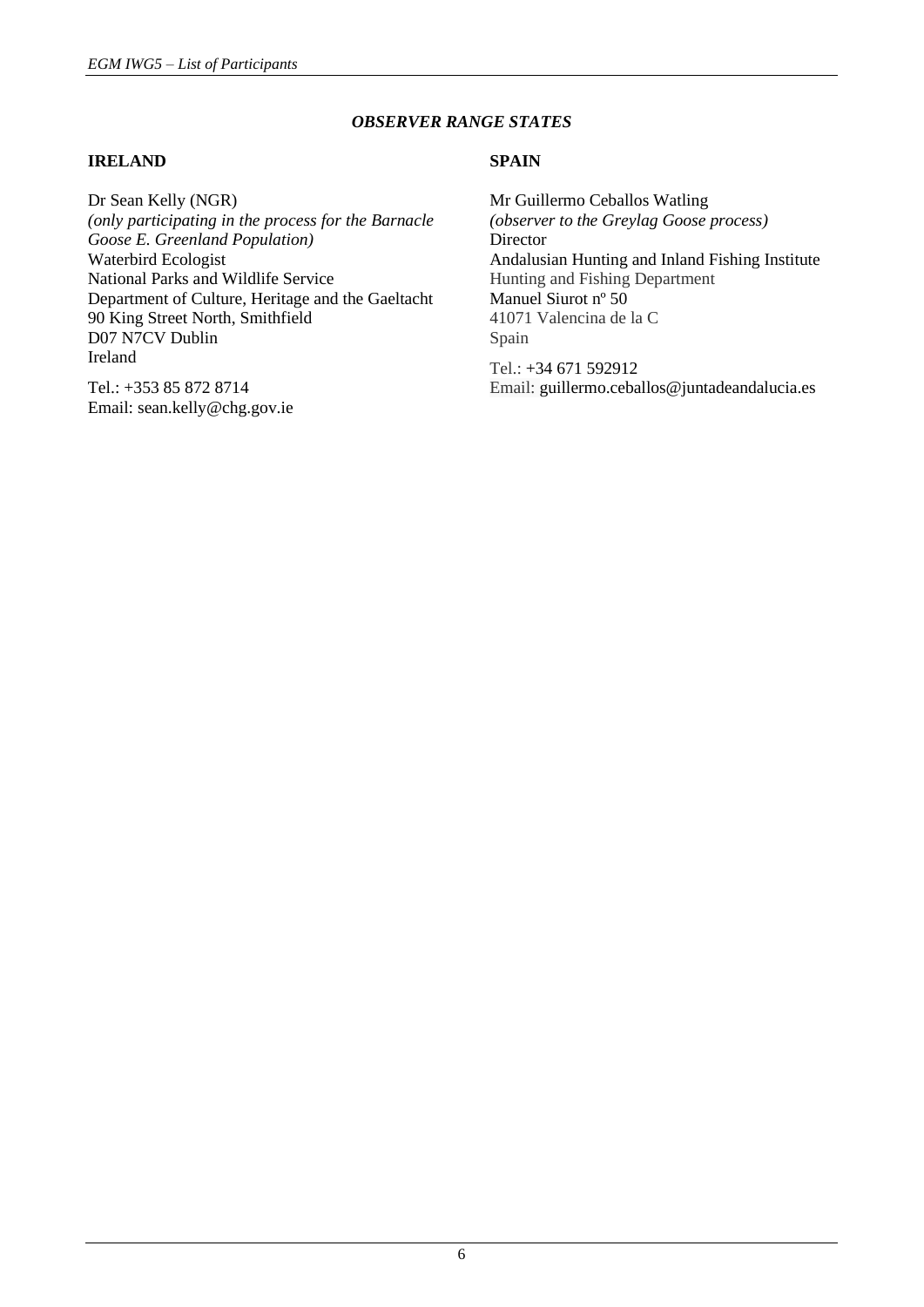*OBSERVER RANGE STATES*

**IRELAND**

Dr Sean Kelly (NGR)
*(only participating in the process for the Barnacle Goose E. Greenland Population)*
Waterbird Ecologist
National Parks and Wildlife Service
Department of Culture, Heritage and the Gaeltacht
90 King Street North, Smithfield
D07 N7CV Dublin
Ireland

Tel.: +353 85 872 8714
Email: sean.kelly@chg.gov.ie

**SPAIN**

Mr Guillermo Ceballos Watling
*(observer to the Greylag Goose process)*
Director
Andalusian Hunting and Inland Fishing Institute
Hunting and Fishing Department
Manuel Siurot nº 50
41071 Valencina de la C
Spain

Tel.: +34 671 592912
Email: guillermo.ceballos@juntadeandalucia.es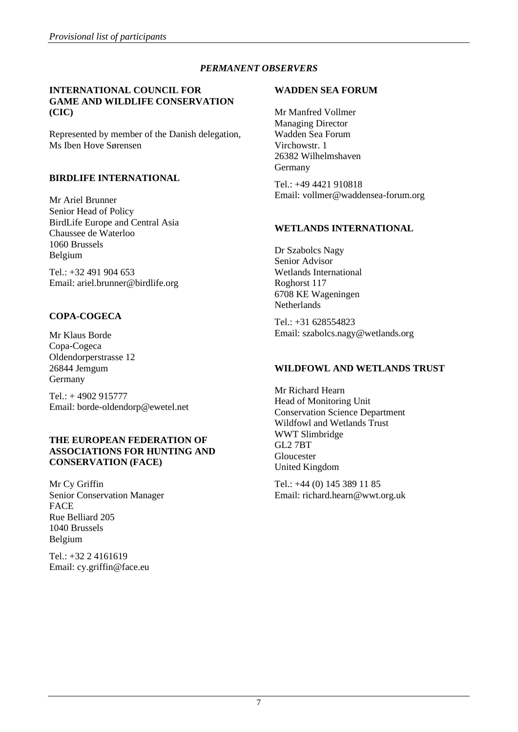## *PERMANENT OBSERVERS*

### INTERNATIONAL COUNCIL FOR GAME AND WILDLIFE CONSERVATION (CIC)

Represented by member of the Danish delegation, Ms Iben Hove Sørensen

### BIRDLIFE INTERNATIONAL

Mr Ariel Brunner
Senior Head of Policy
BirdLife Europe and Central Asia
Chaussee de Waterloo
1060 Brussels
Belgium

Tel.: +32 491 904 653
Email: ariel.brunner@birdlife.org

### COPA-COGECA

Mr Klaus Borde
Copa-Cogeca
Oldendorperstrasse 12
26844 Jemgum
Germany

Tel.: + 4902 915777
Email: borde-oldendorp@ewetel.net

### THE EUROPEAN FEDERATION OF ASSOCIATIONS FOR HUNTING AND CONSERVATION (FACE)

Mr Cy Griffin
Senior Conservation Manager
FACE
Rue Belliard 205
1040 Brussels
Belgium

Tel.: +32 2 4161619
Email: cy.griffin@face.eu

### WADDEN SEA FORUM

Mr Manfred Vollmer
Managing Director
Wadden Sea Forum
Virchowstr. 1
26382 Wilhelmshaven
Germany

Tel.: +49 4421 910818
Email: vollmer@waddensea-forum.org

### WETLANDS INTERNATIONAL

Dr Szabolcs Nagy
Senior Advisor
Wetlands International
Roghorst 117
6708 KE Wageningen
Netherlands

Tel.: +31 628554823
Email: szabolcs.nagy@wetlands.org

### WILDFOWL AND WETLANDS TRUST

Mr Richard Hearn
Head of Monitoring Unit
Conservation Science Department
Wildfowl and Wetlands Trust
WWT Slimbridge
GL2 7BT
Gloucester
United Kingdom

Tel.: +44 (0) 145 389 11 85
Email: richard.hearn@wwt.org.uk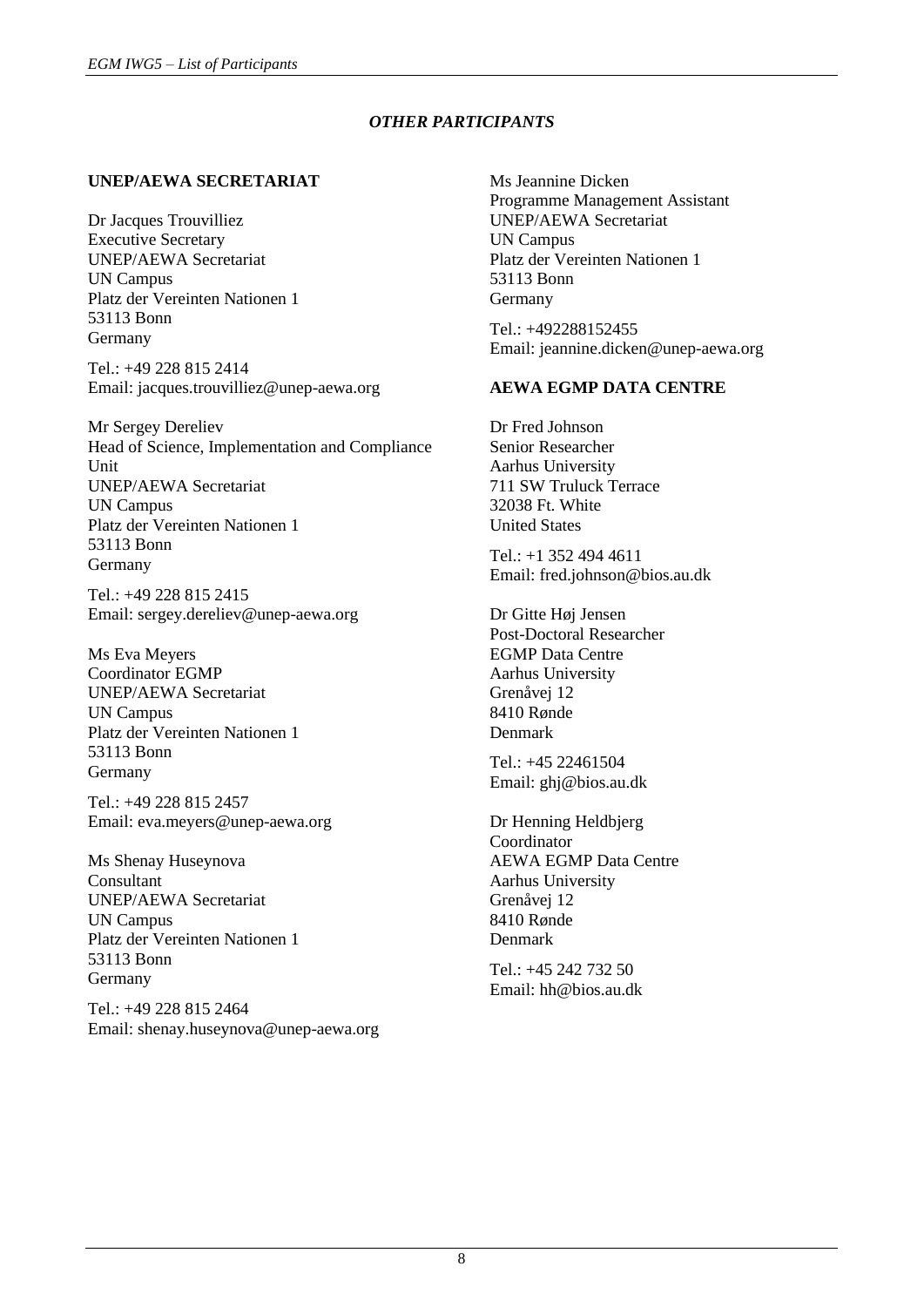*OTHER PARTICIPANTS*

**UNEP/AEWA SECRETARIAT**

Dr Jacques Trouvilliez
Executive Secretary
UNEP/AEWA Secretariat
UN Campus
Platz der Vereinten Nationen 1
53113 Bonn
Germany

Tel.: +49 228 815 2414
Email: jacques.trouvilliez@unep-aewa.org

Mr Sergey Dereliev
Head of Science, Implementation and Compliance Unit
UNEP/AEWA Secretariat
UN Campus
Platz der Vereinten Nationen 1
53113 Bonn
Germany

Tel.: +49 228 815 2415
Email: sergey.dereliev@unep-aewa.org

Ms Eva Meyers
Coordinator EGMP
UNEP/AEWA Secretariat
UN Campus
Platz der Vereinten Nationen 1
53113 Bonn
Germany

Tel.: +49 228 815 2457
Email: eva.meyers@unep-aewa.org

Ms Shenay Huseynova
Consultant
UNEP/AEWA Secretariat
UN Campus
Platz der Vereinten Nationen 1
53113 Bonn
Germany

Tel.: +49 228 815 2464
Email: shenay.huseynova@unep-aewa.org

Ms Jeannine Dicken
Programme Management Assistant
UNEP/AEWA Secretariat
UN Campus
Platz der Vereinten Nationen 1
53113 Bonn
Germany

Tel.: +492288152455
Email: jeannine.dicken@unep-aewa.org

**AEWA EGMP DATA CENTRE**

Dr Fred Johnson
Senior Researcher
Aarhus University
711 SW Truluck Terrace
32038 Ft. White
United States

Tel.: +1 352 494 4611
Email: fred.johnson@bios.au.dk

Dr Gitte Høj Jensen
Post-Doctoral Researcher
EGMP Data Centre
Aarhus University
Grenåvej 12
8410 Rønde
Denmark

Tel.: +45 22461504
Email: ghj@bios.au.dk

Dr Henning Heldbjerg
Coordinator
AEWA EGMP Data Centre
Aarhus University
Grenåvej 12
8410 Rønde
Denmark

Tel.: +45 242 732 50
Email: hh@bios.au.dk